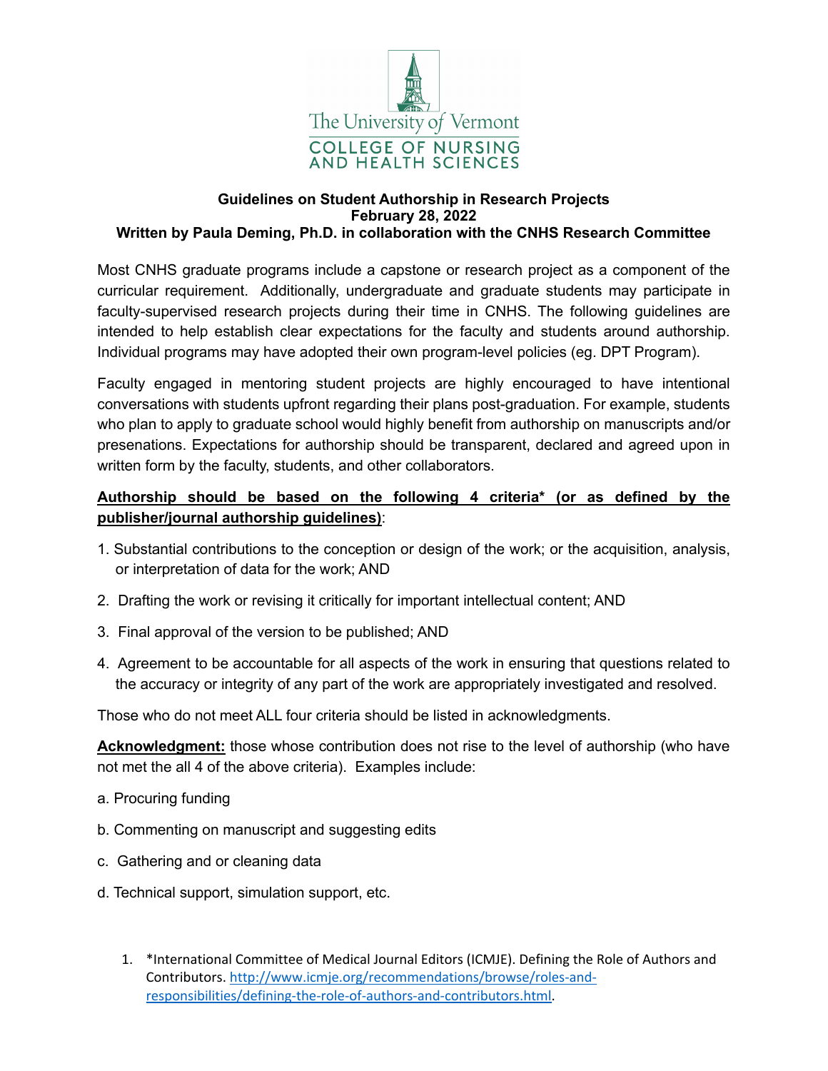The University of Vermont
COLLEGE OF NURSING AND HEALTH SCIENCES

# Guidelines on Student Authorship in Research Projects

**February 28, 2022**

**Written by Paula Deming, Ph.D. in collaboration with the CNHS Research Committee**

Most CNHS graduate programs include a capstone or research project as a component of the curricular requirement. Additionally, undergraduate and graduate students may participate in faculty-supervised research projects during their time in CNHS. The following guidelines are intended to help establish clear expectations for the faculty and students around authorship. Individual programs may have adopted their own program-level policies (eg. DPT Program).

Faculty engaged in mentoring student projects are highly encouraged to have intentional conversations with students upfront regarding their plans post-graduation. For example, students who plan to apply to graduate school would highly benefit from authorship on manuscripts and/or presenations. Expectations for authorship should be transparent, declared and agreed upon in written form by the faculty, students, and other collaborators.

**Authorship should be based on the following 4 criteria* (or as defined by the publisher/journal authorship guidelines)**:

1. Substantial contributions to the conception or design of the work; or the acquisition, analysis, or interpretation of data for the work; AND
2. Drafting the work or revising it critically for important intellectual content; AND
3. Final approval of the version to be published; AND
4. Agreement to be accountable for all aspects of the work in ensuring that questions related to the accuracy or integrity of any part of the work are appropriately investigated and resolved.

Those who do not meet ALL four criteria should be listed in acknowledgments.

**Acknowledgment:** those whose contribution does not rise to the level of authorship (who have not met the all 4 of the above criteria). Examples include:

a. Procuring funding

b. Commenting on manuscript and suggesting edits

c. Gathering and or cleaning data

d. Technical support, simulation support, etc.

1. *International Committee of Medical Journal Editors (ICMJE). Defining the Role of Authors and Contributors. http://www.icmje.org/recommendations/browse/roles-and-responsibilities/defining-the-role-of-authors-and-contributors.html.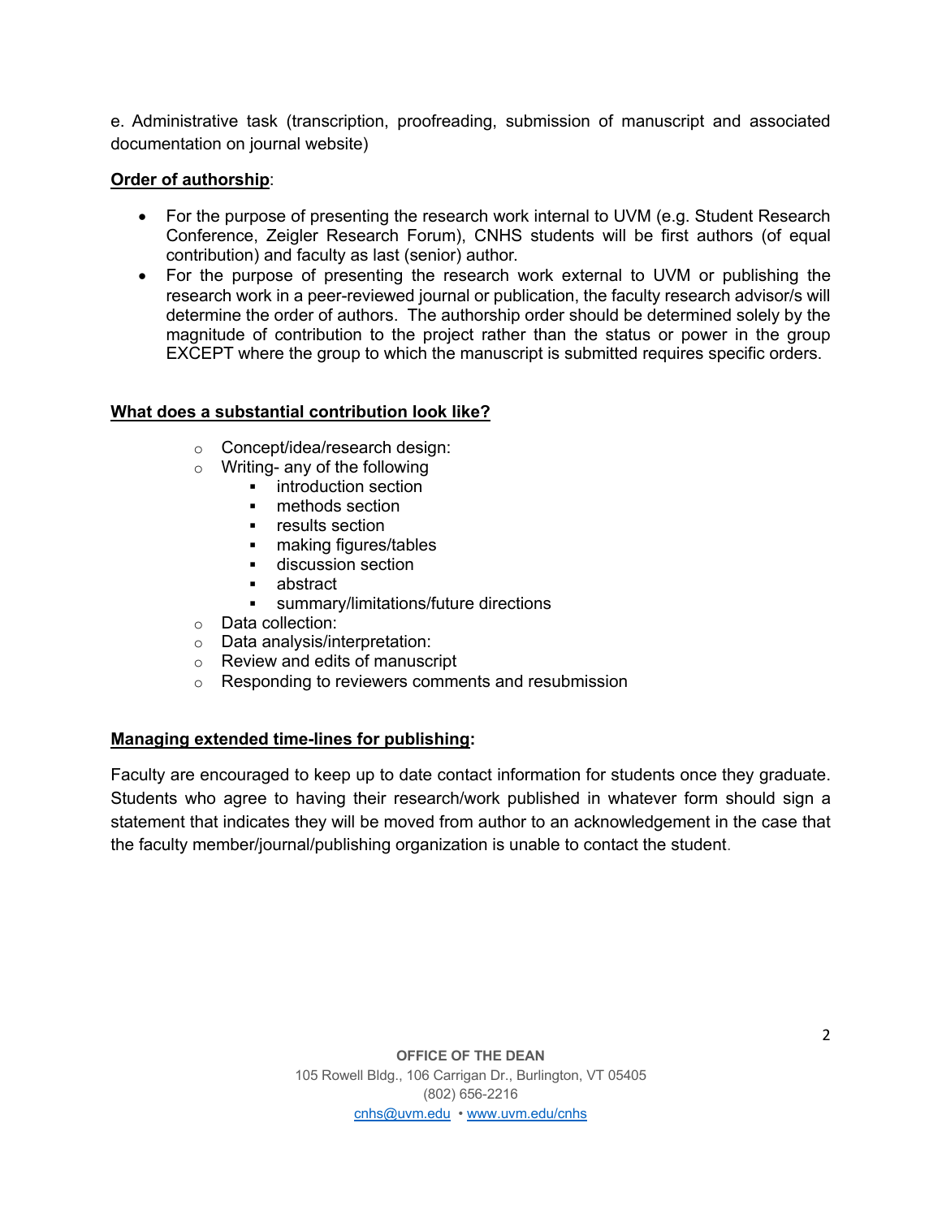e. Administrative task (transcription, proofreading, submission of manuscript and associated documentation on journal website)

**<u>Order of authorship</u>**:

- For the purpose of presenting the research work internal to UVM (e.g. Student Research Conference, Zeigler Research Forum), CNHS students will be first authors (of equal contribution) and faculty as last (senior) author.
- For the purpose of presenting the research work external to UVM or publishing the research work in a peer-reviewed journal or publication, the faculty research advisor/s will determine the order of authors. The authorship order should be determined solely by the magnitude of contribution to the project rather than the status or power in the group EXCEPT where the group to which the manuscript is submitted requires specific orders.

**<u>What does a substantial contribution look like?</u>**

- Concept/idea/research design:
- Writing- any of the following
  - introduction section
  - methods section
  - results section
  - making figures/tables
  - discussion section
  - abstract
  - summary/limitations/future directions
- Data collection:
- Data analysis/interpretation:
- Review and edits of manuscript
- Responding to reviewers comments and resubmission

**<u>Managing extended time-lines for publishing</u>:**

Faculty are encouraged to keep up to date contact information for students once they graduate. Students who agree to having their research/work published in whatever form should sign a statement that indicates they will be moved from author to an acknowledgement in the case that the faculty member/journal/publishing organization is unable to contact the student.

**OFFICE OF THE DEAN**
105 Rowell Bldg., 106 Carrigan Dr., Burlington, VT 05405
(802) 656-2216
cnhs@uvm.edu • www.uvm.edu/cnhs